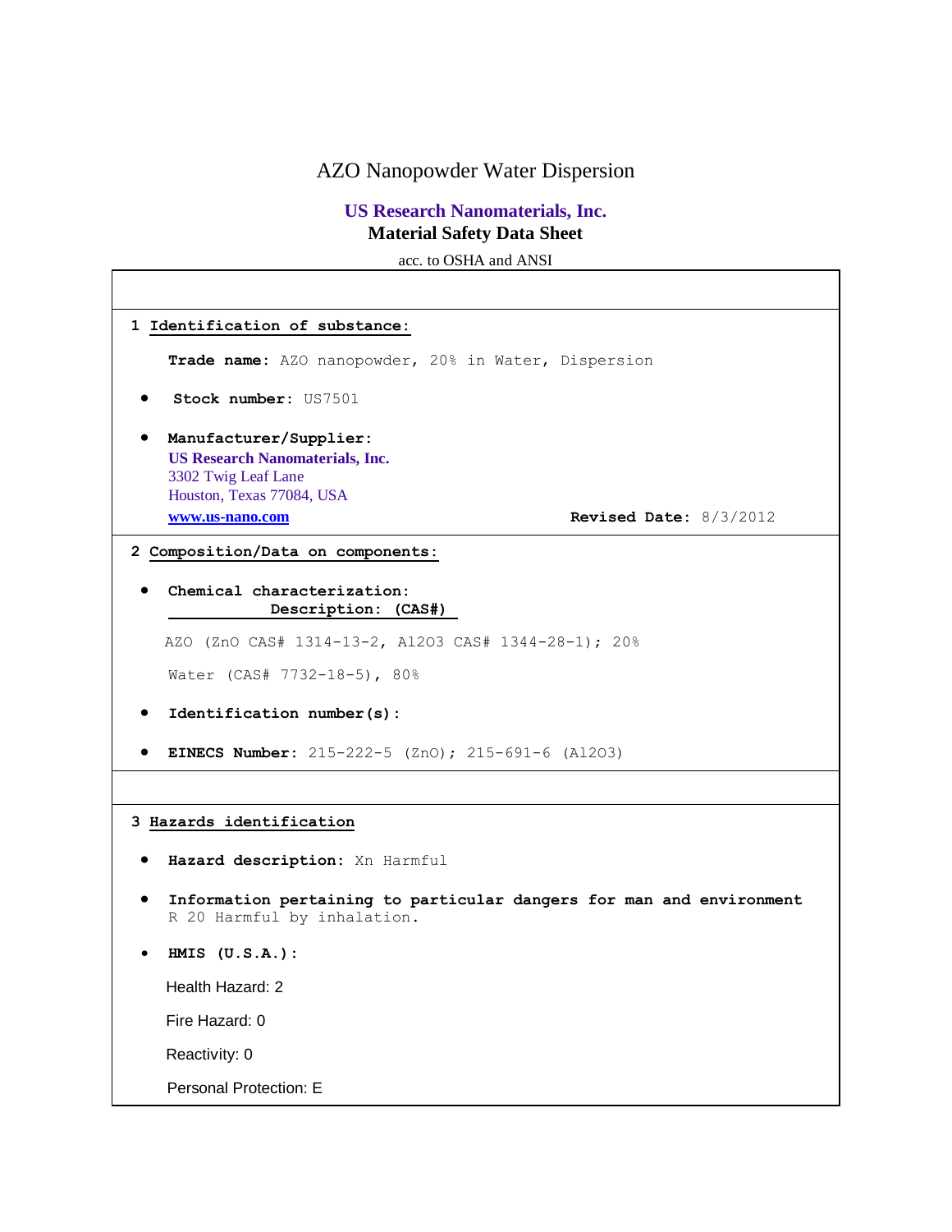# AZO Nanopowder Water Dispersion

**US Research Nanomaterials, Inc.**

**Material Safety Data Sheet**

acc. to OSHA and ANSI

## 1 Identification of substance:

**Trade name:** AZO nanopowder, 20% in Water, Dispersion

- **Stock number:** US7501
- **Manufacturer/Supplier:**
  **US Research Nanomaterials, Inc.**
  3302 Twig Leaf Lane
  Houston, Texas 77084, USA
  **www.us-nano.com**

**Revised Date:** 8/3/2012

## 2 Composition/Data on components:

- **Chemical characterization:**
  **Description: (CAS#)**

AZO (ZnO CAS# 1314-13-2, $Al_2O_3$ CAS# 1344-28-1); 20%

Water (CAS# 7732-18-5), 80%

- **Identification number(s):**
- **EINECS Number:** 215-222-5 (ZnO); 215-691-6 ($Al_2O_3$)

## 3 Hazards identification

- **Hazard description:** Xn Harmful
- **Information pertaining to particular dangers for man and environment**
  R 20 Harmful by inhalation.
- **HMIS (U.S.A.):**

Health Hazard: 2

Fire Hazard: 0

Reactivity: 0

Personal Protection: E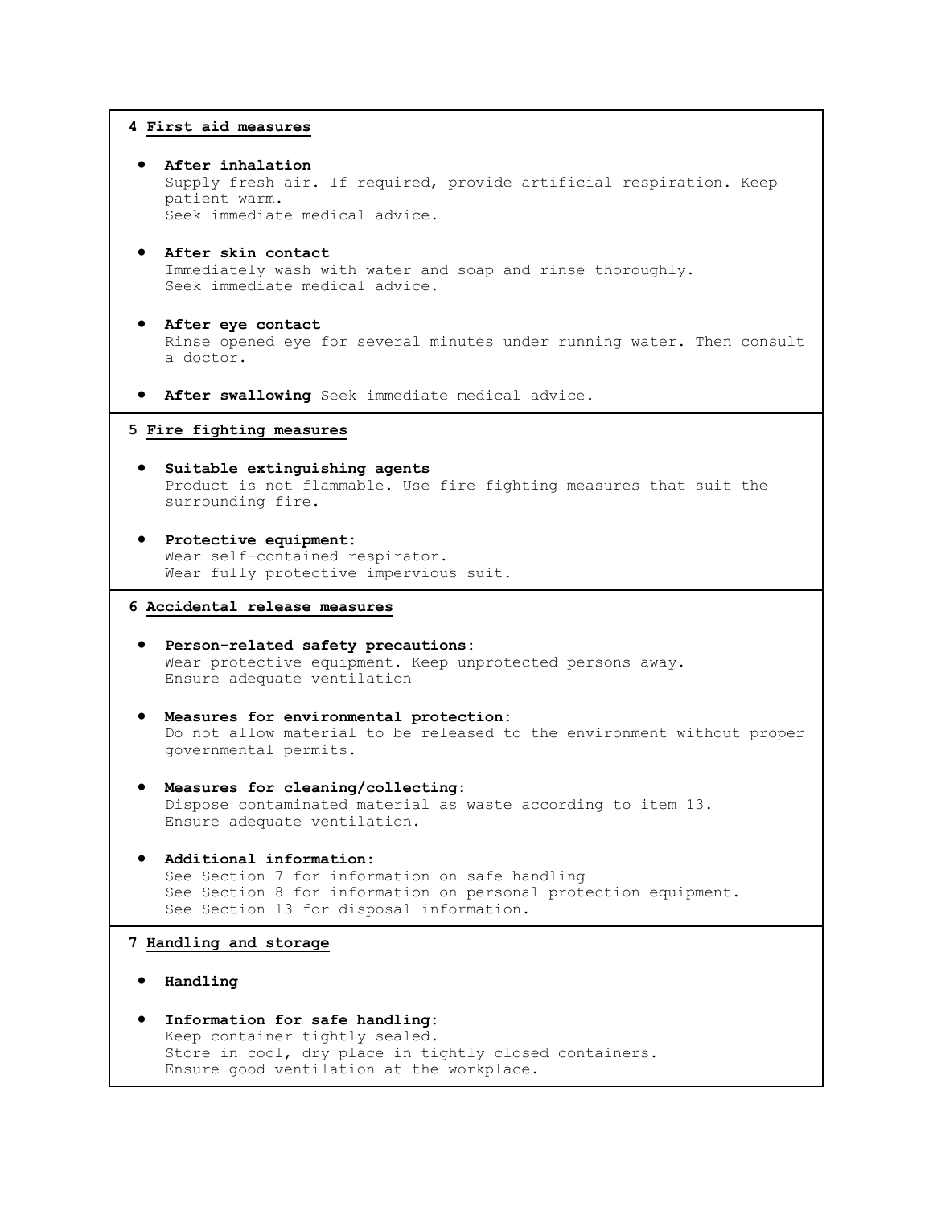## 4 First aid measures

- **After inhalation**
  Supply fresh air. If required, provide artificial respiration. Keep patient warm.
  Seek immediate medical advice.

- **After skin contact**
  Immediately wash with water and soap and rinse thoroughly.
  Seek immediate medical advice.

- **After eye contact**
  Rinse opened eye for several minutes under running water. Then consult a doctor.

- **After swallowing** Seek immediate medical advice.

## 5 Fire fighting measures

- **Suitable extinguishing agents**
  Product is not flammable. Use fire fighting measures that suit the surrounding fire.

- **Protective equipment:**
  Wear self-contained respirator.
  Wear fully protective impervious suit.

## 6 Accidental release measures

- **Person-related safety precautions:**
  Wear protective equipment. Keep unprotected persons away.
  Ensure adequate ventilation

- **Measures for environmental protection:**
  Do not allow material to be released to the environment without proper governmental permits.

- **Measures for cleaning/collecting:**
  Dispose contaminated material as waste according to item 13.
  Ensure adequate ventilation.

- **Additional information:**
  See Section 7 for information on safe handling
  See Section 8 for information on personal protection equipment.
  See Section 13 for disposal information.

## 7 Handling and storage

- **Handling**

- **Information for safe handling:**
  Keep container tightly sealed.
  Store in cool, dry place in tightly closed containers.
  Ensure good ventilation at the workplace.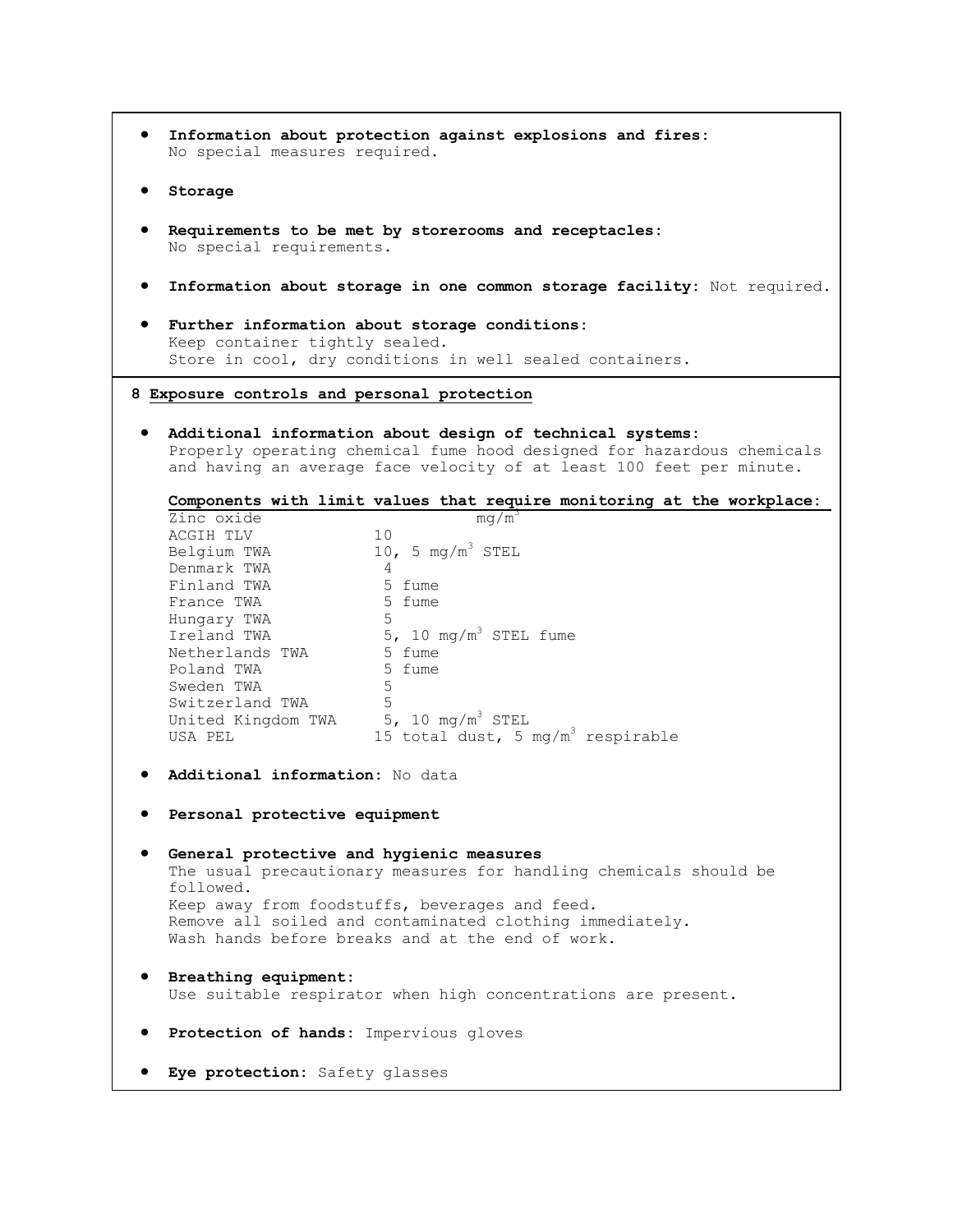- **Information about protection against explosions and fires:**
  No special measures required.

- **Storage**

- **Requirements to be met by storerooms and receptacles:**
  No special requirements.

- **Information about storage in one common storage facility:** Not required.

- **Further information about storage conditions:**
  Keep container tightly sealed.
  Store in cool, dry conditions in well sealed containers.

## 8 Exposure controls and personal protection

- **Additional information about design of technical systems:**
  Properly operating chemical fume hood designed for hazardous chemicals and having an average face velocity of at least 100 feet per minute.

  **Components with limit values that require monitoring at the workplace:**

| Zinc oxide | $mg/m^3$ |
|---|---|
| ACGIH TLV | 10 |
| Belgium TWA | 10, 5 $mg/m^3$ STEL |
| Denmark TWA | 4 |
| Finland TWA | 5 fume |
| France TWA | 5 fume |
| Hungary TWA | 5 |
| Ireland TWA | 5, 10 $mg/m^3$ STEL fume |
| Netherlands TWA | 5 fume |
| Poland TWA | 5 fume |
| Sweden TWA | 5 |
| Switzerland TWA | 5 |
| United Kingdom TWA | 5, 10 $mg/m^3$ STEL |
| USA PEL | 15 total dust, 5 $mg/m^3$ respirable |

- **Additional information:** No data

- **Personal protective equipment**

- **General protective and hygienic measures**
  The usual precautionary measures for handling chemicals should be followed.
  Keep away from foodstuffs, beverages and feed.
  Remove all soiled and contaminated clothing immediately.
  Wash hands before breaks and at the end of work.

- **Breathing equipment:**
  Use suitable respirator when high concentrations are present.

- **Protection of hands:** Impervious gloves

- **Eye protection:** Safety glasses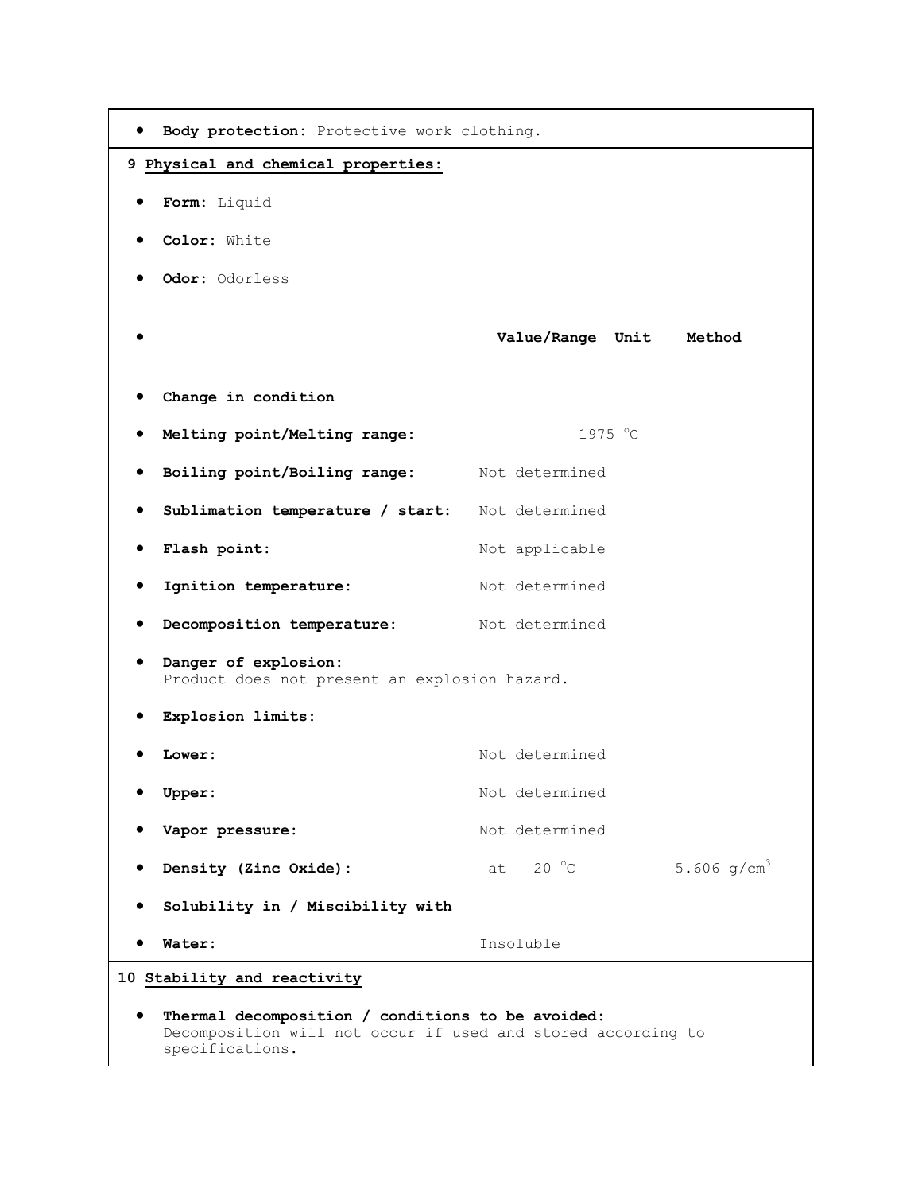- **Body protection:** Protective work clothing.

## 9 Physical and chemical properties:

- **Form:** Liquid
- **Color:** White
- **Odor:** Odorless

| | Value/Range | Unit | Method |
|---|---|---|---|
| **Change in condition** | | | |
| **Melting point/Melting range:** | 1975 °C | | |
| **Boiling point/Boiling range:** | Not determined | | |
| **Sublimation temperature / start:** | Not determined | | |
| **Flash point:** | Not applicable | | |
| **Ignition temperature:** | Not determined | | |
| **Decomposition temperature:** | Not determined | | |

- **Danger of explosion:**
  Product does not present an explosion hazard.

| | Value/Range | Unit | Method |
|---|---|---|---|
| **Explosion limits:** | | | |
| **Lower:** | Not determined | | |
| **Upper:** | Not determined | | |
| **Vapor pressure:** | Not determined | | |
| **Density (Zinc Oxide):** | at 20 °C | | 5.606 $g/cm^3$ |
| **Solubility in / Miscibility with** | | | |
| **Water:** | Insoluble | | |

## 10 Stability and reactivity

- **Thermal decomposition / conditions to be avoided:**
  Decomposition will not occur if used and stored according to specifications.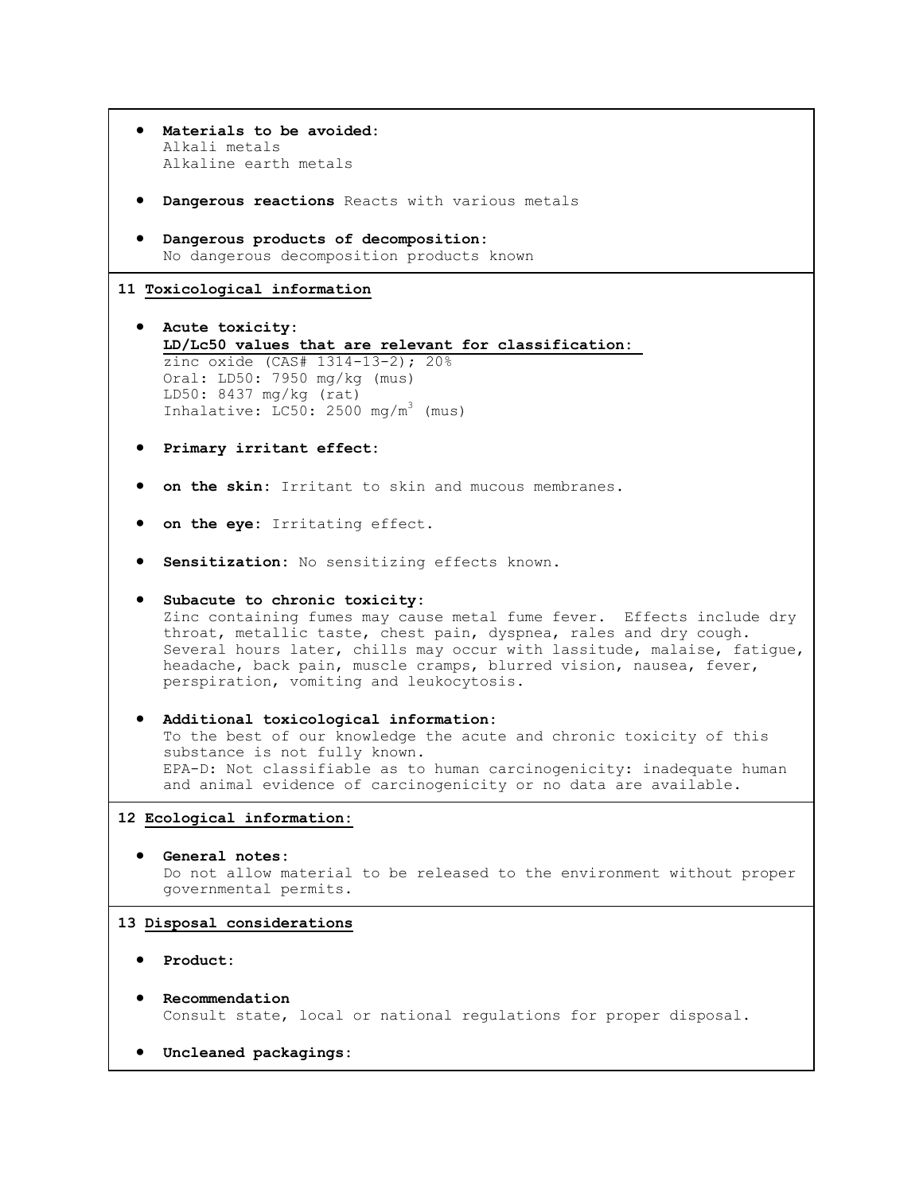- **Materials to be avoided:**
  Alkali metals
  Alkaline earth metals

- **Dangerous reactions** Reacts with various metals

- **Dangerous products of decomposition:**
  No dangerous decomposition products known

## 11 Toxicological information

- **Acute toxicity:**
  **LD/Lc50 values that are relevant for classification:**
  zinc oxide (CAS# 1314-13-2); 20%
  Oral: LD50: 7950 mg/kg (mus)
  LD50: 8437 mg/kg (rat)
  Inhalative: LC50: 2500 mg/$m^3$ (mus)

- **Primary irritant effect:**

- **on the skin:** Irritant to skin and mucous membranes.

- **on the eye:** Irritating effect.

- **Sensitization:** No sensitizing effects known.

- **Subacute to chronic toxicity:**
  Zinc containing fumes may cause metal fume fever. Effects include dry throat, metallic taste, chest pain, dyspnea, rales and dry cough. Several hours later, chills may occur with lassitude, malaise, fatigue, headache, back pain, muscle cramps, blurred vision, nausea, fever, perspiration, vomiting and leukocytosis.

- **Additional toxicological information:**
  To the best of our knowledge the acute and chronic toxicity of this substance is not fully known.
  EPA-D: Not classifiable as to human carcinogenicity: inadequate human and animal evidence of carcinogenicity or no data are available.

## 12 Ecological information:

- **General notes:**
  Do not allow material to be released to the environment without proper governmental permits.

## 13 Disposal considerations

- **Product:**

- **Recommendation**
  Consult state, local or national regulations for proper disposal.

- **Uncleaned packagings:**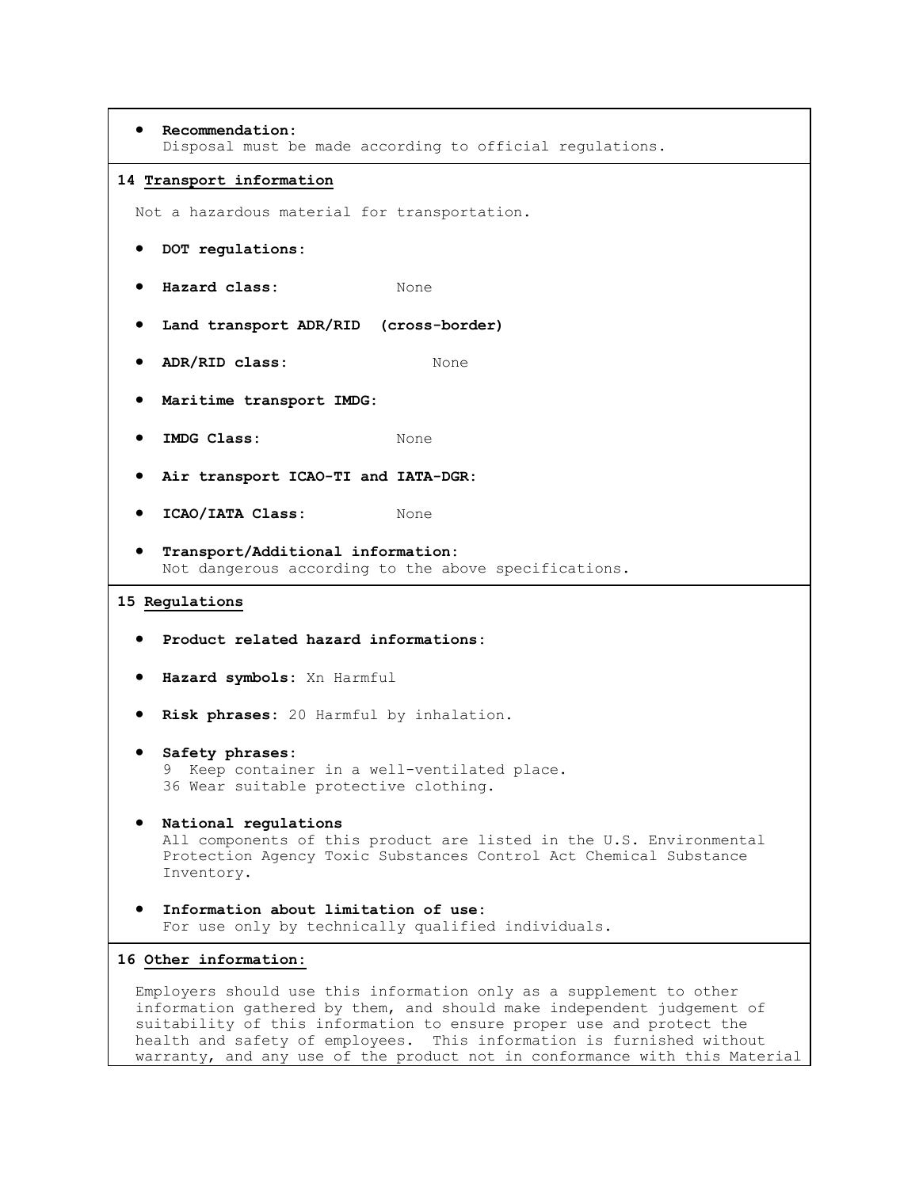- **Recommendation:**
  Disposal must be made according to official regulations.

## 14 Transport information

Not a hazardous material for transportation.

- **DOT regulations:**
- **Hazard class:** None
- **Land transport ADR/RID (cross-border)**
- **ADR/RID class:** None
- **Maritime transport IMDG:**
- **IMDG Class:** None
- **Air transport ICAO-TI and IATA-DGR:**
- **ICAO/IATA Class:** None
- **Transport/Additional information:**
  Not dangerous according to the above specifications.

## 15 Regulations

- **Product related hazard informations:**
- **Hazard symbols:** Xn Harmful
- **Risk phrases:** 20 Harmful by inhalation.
- **Safety phrases:**
  9 Keep container in a well-ventilated place.
  36 Wear suitable protective clothing.
- **National regulations**
  All components of this product are listed in the U.S. Environmental Protection Agency Toxic Substances Control Act Chemical Substance Inventory.
- **Information about limitation of use:**
  For use only by technically qualified individuals.

## 16 Other information:

Employers should use this information only as a supplement to other information gathered by them, and should make independent judgement of suitability of this information to ensure proper use and protect the health and safety of employees. This information is furnished without warranty, and any use of the product not in conformance with this Material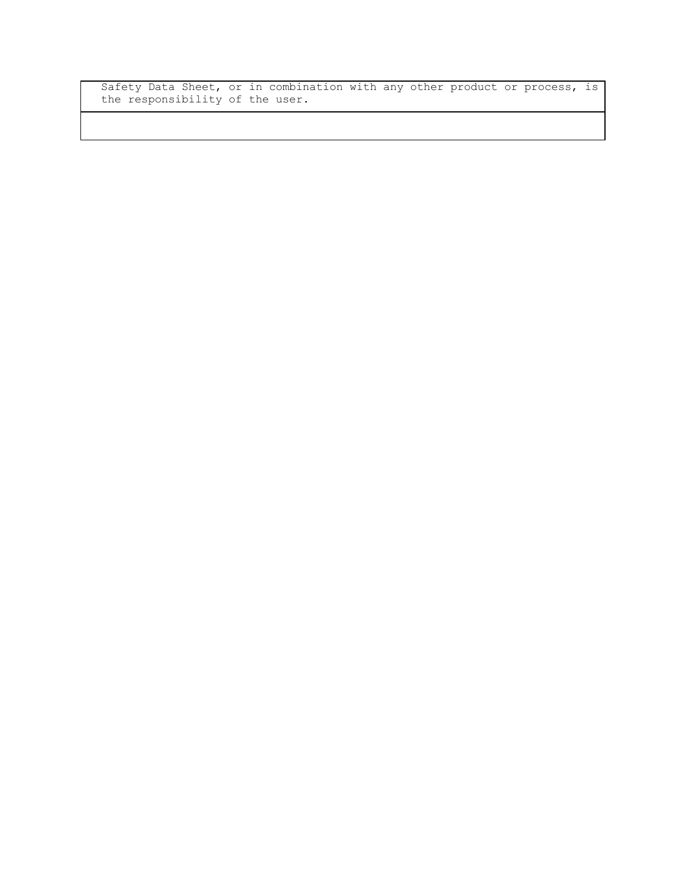Safety Data Sheet, or in combination with any other product or process, is the responsibility of the user.